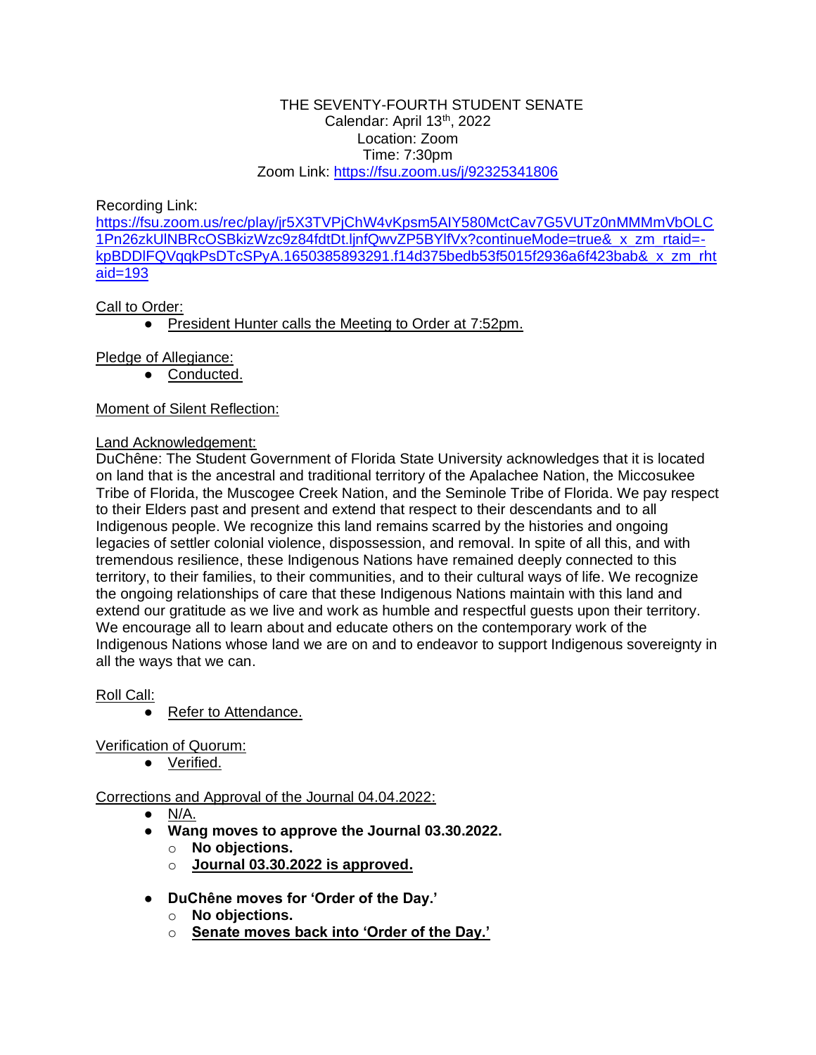THE SEVENTY-FOURTH STUDENT SENATE
Calendar: April 13th, 2022
Location: Zoom
Time: 7:30pm
Zoom Link: https://fsu.zoom.us/j/92325341806

Recording Link:
https://fsu.zoom.us/rec/play/jr5X3TVPjChW4vKpsm5AIY580MctCav7G5VUTz0nMMMmVbOLC1Pn26zkUlNBRcOSBkizWzc9z84fdtDt.ljnfQwvZP5BYlfVx?continueMode=true&_x_zm_rtaid=-kpBDDlFQVqqkPsDTcSPyA.1650385893291.f14d375bedb53f5015f2936a6f423bab&_x_zm_rhtaid=193

Call to Order:

- President Hunter calls the Meeting to Order at 7:52pm.

Pledge of Allegiance:

- Conducted.

Moment of Silent Reflection:

Land Acknowledgement:
DuChêne: The Student Government of Florida State University acknowledges that it is located on land that is the ancestral and traditional territory of the Apalachee Nation, the Miccosukee Tribe of Florida, the Muscogee Creek Nation, and the Seminole Tribe of Florida. We pay respect to their Elders past and present and extend that respect to their descendants and to all Indigenous people. We recognize this land remains scarred by the histories and ongoing legacies of settler colonial violence, dispossession, and removal. In spite of all this, and with tremendous resilience, these Indigenous Nations have remained deeply connected to this territory, to their families, to their communities, and to their cultural ways of life. We recognize the ongoing relationships of care that these Indigenous Nations maintain with this land and extend our gratitude as we live and work as humble and respectful guests upon their territory. We encourage all to learn about and educate others on the contemporary work of the Indigenous Nations whose land we are on and to endeavor to support Indigenous sovereignty in all the ways that we can.

Roll Call:

- Refer to Attendance.

Verification of Quorum:

- Verified.

Corrections and Approval of the Journal 04.04.2022:

- N/A.
- **Wang moves to approve the Journal 03.30.2022.**
  - **No objections.**
  - **Journal 03.30.2022 is approved.**

- **DuChêne moves for 'Order of the Day.'**
  - **No objections.**
  - **Senate moves back into 'Order of the Day.'**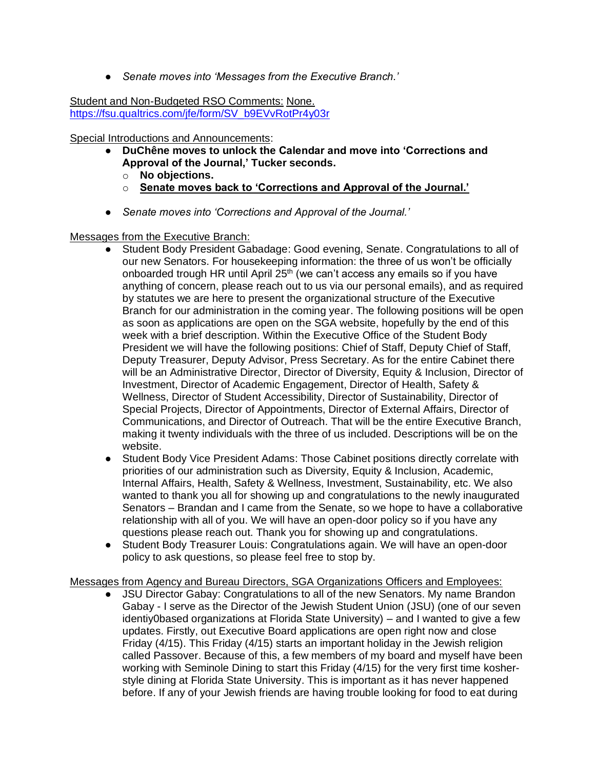- *Senate moves into 'Messages from the Executive Branch.'*

Student and Non-Budgeted RSO Comments: None.
https://fsu.qualtrics.com/jfe/form/SV_b9EVvRotPr4y03r

Special Introductions and Announcements:

- **DuChêne moves to unlock the Calendar and move into 'Corrections and Approval of the Journal,' Tucker seconds.**
  - **No objections.**
  - **<u>Senate moves back to 'Corrections and Approval of the Journal.'</u>**

- *Senate moves into 'Corrections and Approval of the Journal.'*

Messages from the Executive Branch:

- Student Body President Gabadage: Good evening, Senate. Congratulations to all of our new Senators. For housekeeping information: the three of us won't be officially onboarded trough HR until April 25th (we can't access any emails so if you have anything of concern, please reach out to us via our personal emails), and as required by statutes we are here to present the organizational structure of the Executive Branch for our administration in the coming year. The following positions will be open as soon as applications are open on the SGA website, hopefully by the end of this week with a brief description. Within the Executive Office of the Student Body President we will have the following positions: Chief of Staff, Deputy Chief of Staff, Deputy Treasurer, Deputy Advisor, Press Secretary. As for the entire Cabinet there will be an Administrative Director, Director of Diversity, Equity & Inclusion, Director of Investment, Director of Academic Engagement, Director of Health, Safety & Wellness, Director of Student Accessibility, Director of Sustainability, Director of Special Projects, Director of Appointments, Director of External Affairs, Director of Communications, and Director of Outreach. That will be the entire Executive Branch, making it twenty individuals with the three of us included. Descriptions will be on the website.
- Student Body Vice President Adams: Those Cabinet positions directly correlate with priorities of our administration such as Diversity, Equity & Inclusion, Academic, Internal Affairs, Health, Safety & Wellness, Investment, Sustainability, etc. We also wanted to thank you all for showing up and congratulations to the newly inaugurated Senators – Brandan and I came from the Senate, so we hope to have a collaborative relationship with all of you. We will have an open-door policy so if you have any questions please reach out. Thank you for showing up and congratulations.
- Student Body Treasurer Louis: Congratulations again. We will have an open-door policy to ask questions, so please feel free to stop by.

Messages from Agency and Bureau Directors, SGA Organizations Officers and Employees:

- JSU Director Gabay: Congratulations to all of the new Senators. My name Brandon Gabay - I serve as the Director of the Jewish Student Union (JSU) (one of our seven identiy0based organizations at Florida State University) – and I wanted to give a few updates. Firstly, out Executive Board applications are open right now and close Friday (4/15). This Friday (4/15) starts an important holiday in the Jewish religion called Passover. Because of this, a few members of my board and myself have been working with Seminole Dining to start this Friday (4/15) for the very first time kosher-style dining at Florida State University. This is important as it has never happened before. If any of your Jewish friends are having trouble looking for food to eat during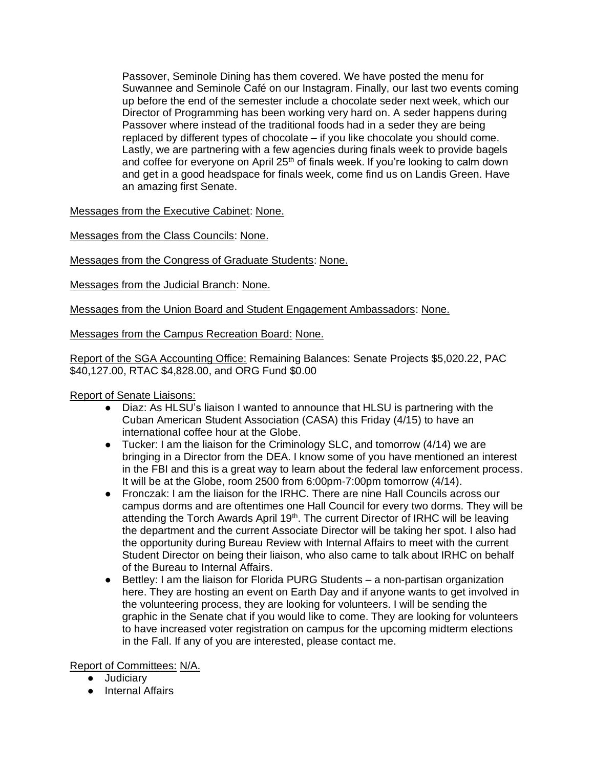Passover, Seminole Dining has them covered. We have posted the menu for Suwannee and Seminole Café on our Instagram. Finally, our last two events coming up before the end of the semester include a chocolate seder next week, which our Director of Programming has been working very hard on. A seder happens during Passover where instead of the traditional foods had in a seder they are being replaced by different types of chocolate – if you like chocolate you should come. Lastly, we are partnering with a few agencies during finals week to provide bagels and coffee for everyone on April 25th of finals week. If you're looking to calm down and get in a good headspace for finals week, come find us on Landis Green. Have an amazing first Senate.

Messages from the Executive Cabinet: None.

Messages from the Class Councils: None.

Messages from the Congress of Graduate Students: None.

Messages from the Judicial Branch: None.

Messages from the Union Board and Student Engagement Ambassadors: None.

Messages from the Campus Recreation Board: None.

Report of the SGA Accounting Office: Remaining Balances: Senate Projects $5,020.22, PAC $40,127.00, RTAC $4,828.00, and ORG Fund $0.00

Report of Senate Liaisons:

- Diaz: As HLSU's liaison I wanted to announce that HLSU is partnering with the Cuban American Student Association (CASA) this Friday (4/15) to have an international coffee hour at the Globe.
- Tucker: I am the liaison for the Criminology SLC, and tomorrow (4/14) we are bringing in a Director from the DEA. I know some of you have mentioned an interest in the FBI and this is a great way to learn about the federal law enforcement process. It will be at the Globe, room 2500 from 6:00pm-7:00pm tomorrow (4/14).
- Fronczak: I am the liaison for the IRHC. There are nine Hall Councils across our campus dorms and are oftentimes one Hall Council for every two dorms. They will be attending the Torch Awards April 19th. The current Director of IRHC will be leaving the department and the current Associate Director will be taking her spot. I also had the opportunity during Bureau Review with Internal Affairs to meet with the current Student Director on being their liaison, who also came to talk about IRHC on behalf of the Bureau to Internal Affairs.
- Bettley: I am the liaison for Florida PURG Students – a non-partisan organization here. They are hosting an event on Earth Day and if anyone wants to get involved in the volunteering process, they are looking for volunteers. I will be sending the graphic in the Senate chat if you would like to come. They are looking for volunteers to have increased voter registration on campus for the upcoming midterm elections in the Fall. If any of you are interested, please contact me.

Report of Committees: N/A.

- Judiciary
- Internal Affairs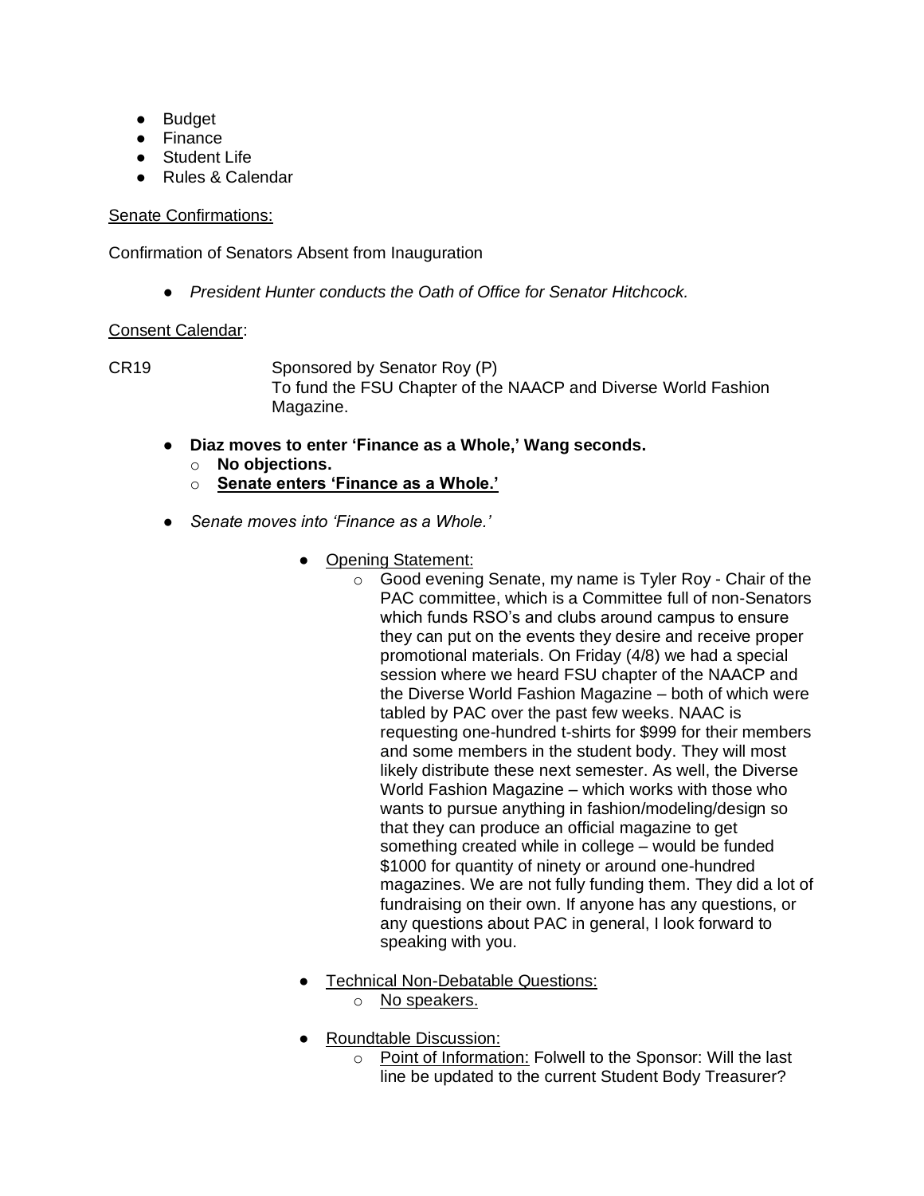- Budget
- Finance
- Student Life
- Rules & Calendar

<u>Senate Confirmations:</u>

Confirmation of Senators Absent from Inauguration

- *President Hunter conducts the Oath of Office for Senator Hitchcock.*

<u>Consent Calendar</u>:

CR19 Sponsored by Senator Roy (P)
To fund the FSU Chapter of the NAACP and Diverse World Fashion Magazine.

- **Diaz moves to enter 'Finance as a Whole,' Wang seconds.**
  - **No objections.**
  - **<u>Senate enters 'Finance as a Whole.'</u>**
- *Senate moves into 'Finance as a Whole.'*
  - <u>Opening Statement:</u>
    - Good evening Senate, my name is Tyler Roy - Chair of the PAC committee, which is a Committee full of non-Senators which funds RSO's and clubs around campus to ensure they can put on the events they desire and receive proper promotional materials. On Friday (4/8) we had a special session where we heard FSU chapter of the NAACP and the Diverse World Fashion Magazine – both of which were tabled by PAC over the past few weeks. NAAC is requesting one-hundred t-shirts for $999 for their members and some members in the student body. They will most likely distribute these next semester. As well, the Diverse World Fashion Magazine – which works with those who wants to pursue anything in fashion/modeling/design so that they can produce an official magazine to get something created while in college – would be funded $1000 for quantity of ninety or around one-hundred magazines. We are not fully funding them. They did a lot of fundraising on their own. If anyone has any questions, or any questions about PAC in general, I look forward to speaking with you.
  - <u>Technical Non-Debatable Questions:</u>
    - <u>No speakers.</u>
  - <u>Roundtable Discussion:</u>
    - <u>Point of Information:</u> Folwell to the Sponsor: Will the last line be updated to the current Student Body Treasurer?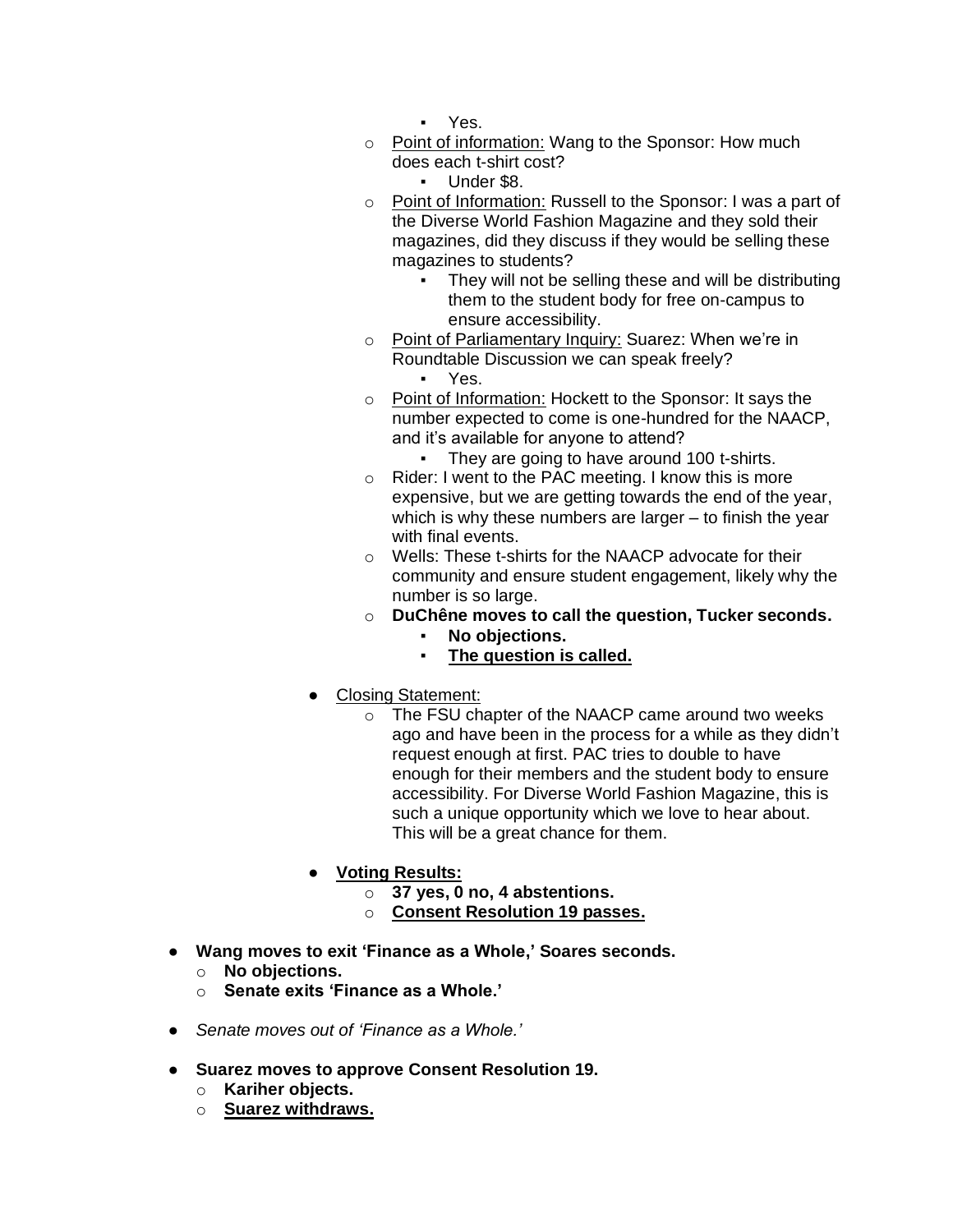- Yes.
    - Point of information: Wang to the Sponsor: How much does each t-shirt cost?
        - Under $8.
    - Point of Information: Russell to the Sponsor: I was a part of the Diverse World Fashion Magazine and they sold their magazines, did they discuss if they would be selling these magazines to students?
        - They will not be selling these and will be distributing them to the student body for free on-campus to ensure accessibility.
    - Point of Parliamentary Inquiry: Suarez: When we're in Roundtable Discussion we can speak freely?
        - Yes.
    - Point of Information: Hockett to the Sponsor: It says the number expected to come is one-hundred for the NAACP, and it's available for anyone to attend?
        - They are going to have around 100 t-shirts.
    - Rider: I went to the PAC meeting. I know this is more expensive, but we are getting towards the end of the year, which is why these numbers are larger – to finish the year with final events.
    - Wells: These t-shirts for the NAACP advocate for their community and ensure student engagement, likely why the number is so large.
    - **DuChêne moves to call the question, Tucker seconds.**
        - **No objections.**
        - **<u>The question is called.</u>**

- Closing Statement:
    - The FSU chapter of the NAACP came around two weeks ago and have been in the process for a while as they didn't request enough at first. PAC tries to double to have enough for their members and the student body to ensure accessibility. For Diverse World Fashion Magazine, this is such a unique opportunity which we love to hear about. This will be a great chance for them.

- **<u>Voting Results:</u>**
    - **37 yes, 0 no, 4 abstentions.**
    - **<u>Consent Resolution 19 passes.</u>**

- **Wang moves to exit 'Finance as a Whole,' Soares seconds.**
    - **No objections.**
    - **Senate exits 'Finance as a Whole.'**

- *Senate moves out of 'Finance as a Whole.'*

- **Suarez moves to approve Consent Resolution 19.**
    - **Kariher objects.**
    - **<u>Suarez withdraws.</u>**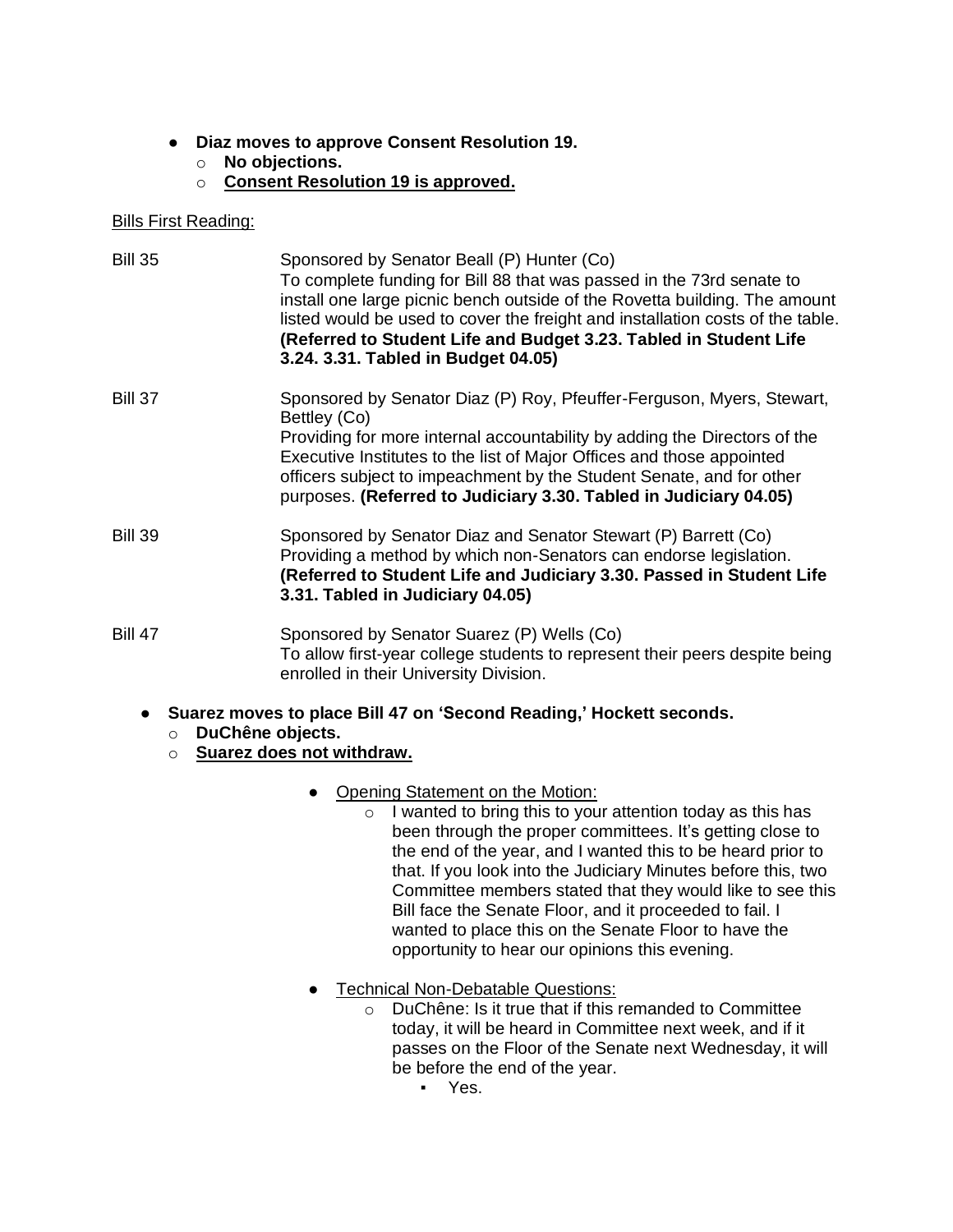- **Diaz moves to approve Consent Resolution 19.**
    - **No objections.**
    - **<u>Consent Resolution 19 is approved.</u>**

<u>Bills First Reading:</u>

Bill 35 — Sponsored by Senator Beall (P) Hunter (Co)
To complete funding for Bill 88 that was passed in the 73rd senate to install one large picnic bench outside of the Rovetta building. The amount listed would be used to cover the freight and installation costs of the table. **(Referred to Student Life and Budget 3.23. Tabled in Student Life 3.24. 3.31. Tabled in Budget 04.05)**

Bill 37 — Sponsored by Senator Diaz (P) Roy, Pfeuffer-Ferguson, Myers, Stewart, Bettley (Co)
Providing for more internal accountability by adding the Directors of the Executive Institutes to the list of Major Offices and those appointed officers subject to impeachment by the Student Senate, and for other purposes. **(Referred to Judiciary 3.30. Tabled in Judiciary 04.05)**

Bill 39 — Sponsored by Senator Diaz and Senator Stewart (P) Barrett (Co)
Providing a method by which non-Senators can endorse legislation. **(Referred to Student Life and Judiciary 3.30. Passed in Student Life 3.31. Tabled in Judiciary 04.05)**

Bill 47 — Sponsored by Senator Suarez (P) Wells (Co)
To allow first-year college students to represent their peers despite being enrolled in their University Division.

- **Suarez moves to place Bill 47 on 'Second Reading,' Hockett seconds.**
    - **DuChêne objects.**
    - **<u>Suarez does not withdraw.</u>**
        - <u>Opening Statement on the Motion:</u>
            - I wanted to bring this to your attention today as this has been through the proper committees. It's getting close to the end of the year, and I wanted this to be heard prior to that. If you look into the Judiciary Minutes before this, two Committee members stated that they would like to see this Bill face the Senate Floor, and it proceeded to fail. I wanted to place this on the Senate Floor to have the opportunity to hear our opinions this evening.
        - <u>Technical Non-Debatable Questions:</u>
            - DuChêne: Is it true that if this remanded to Committee today, it will be heard in Committee next week, and if it passes on the Floor of the Senate next Wednesday, it will be before the end of the year.
                - Yes.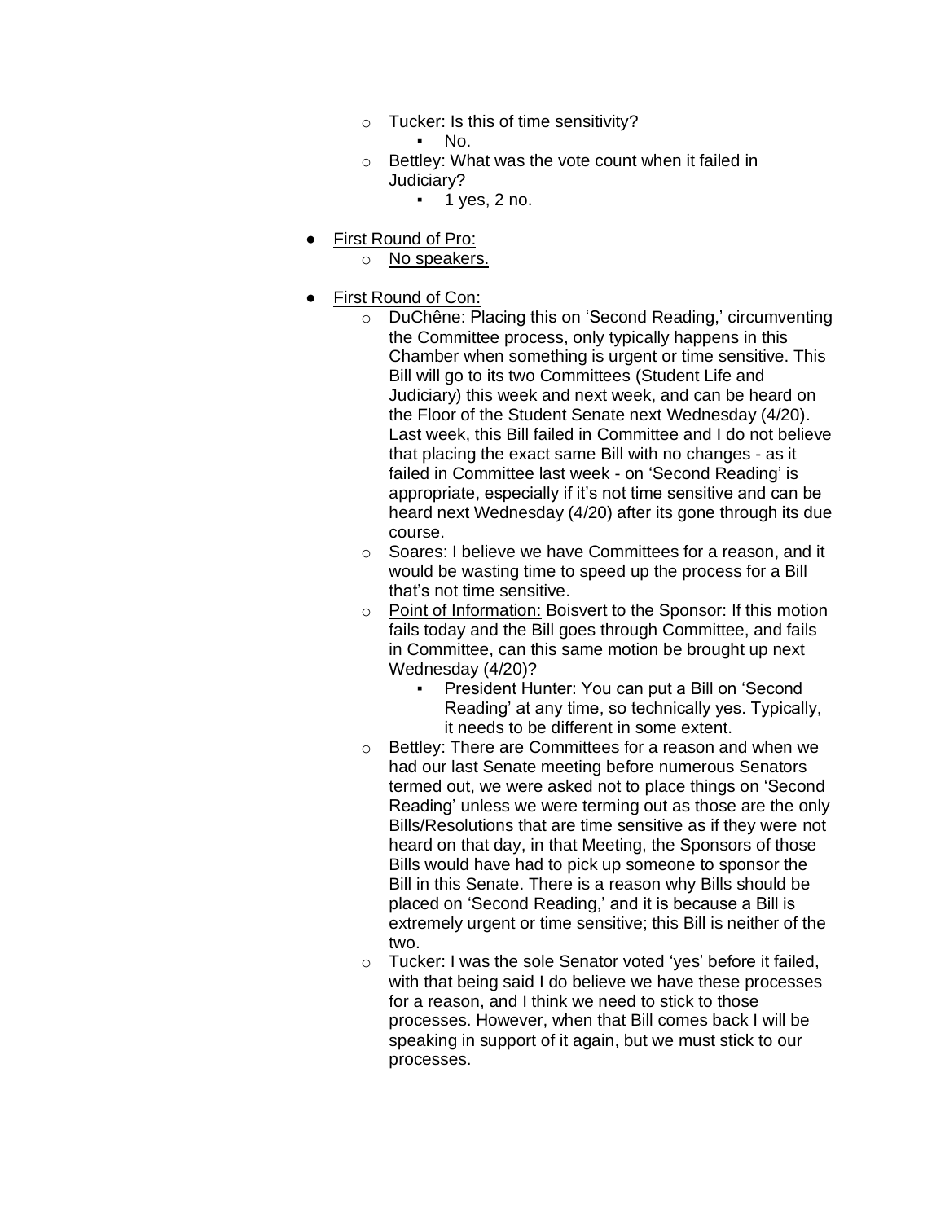- Tucker: Is this of time sensitivity?
  - No.
- Bettley: What was the vote count when it failed in Judiciary?
  - 1 yes, 2 no.

- <u>First Round of Pro:</u>
  - <u>No speakers.</u>

- <u>First Round of Con:</u>
  - DuChêne: Placing this on 'Second Reading,' circumventing the Committee process, only typically happens in this Chamber when something is urgent or time sensitive. This Bill will go to its two Committees (Student Life and Judiciary) this week and next week, and can be heard on the Floor of the Student Senate next Wednesday (4/20). Last week, this Bill failed in Committee and I do not believe that placing the exact same Bill with no changes - as it failed in Committee last week - on 'Second Reading' is appropriate, especially if it's not time sensitive and can be heard next Wednesday (4/20) after its gone through its due course.
  - Soares: I believe we have Committees for a reason, and it would be wasting time to speed up the process for a Bill that's not time sensitive.
  - <u>Point of Information:</u> Boisvert to the Sponsor: If this motion fails today and the Bill goes through Committee, and fails in Committee, can this same motion be brought up next Wednesday (4/20)?
    - President Hunter: You can put a Bill on 'Second Reading' at any time, so technically yes. Typically, it needs to be different in some extent.
  - Bettley: There are Committees for a reason and when we had our last Senate meeting before numerous Senators termed out, we were asked not to place things on 'Second Reading' unless we were terming out as those are the only Bills/Resolutions that are time sensitive as if they were not heard on that day, in that Meeting, the Sponsors of those Bills would have had to pick up someone to sponsor the Bill in this Senate. There is a reason why Bills should be placed on 'Second Reading,' and it is because a Bill is extremely urgent or time sensitive; this Bill is neither of the two.
  - Tucker: I was the sole Senator voted 'yes' before it failed, with that being said I do believe we have these processes for a reason, and I think we need to stick to those processes. However, when that Bill comes back I will be speaking in support of it again, but we must stick to our processes.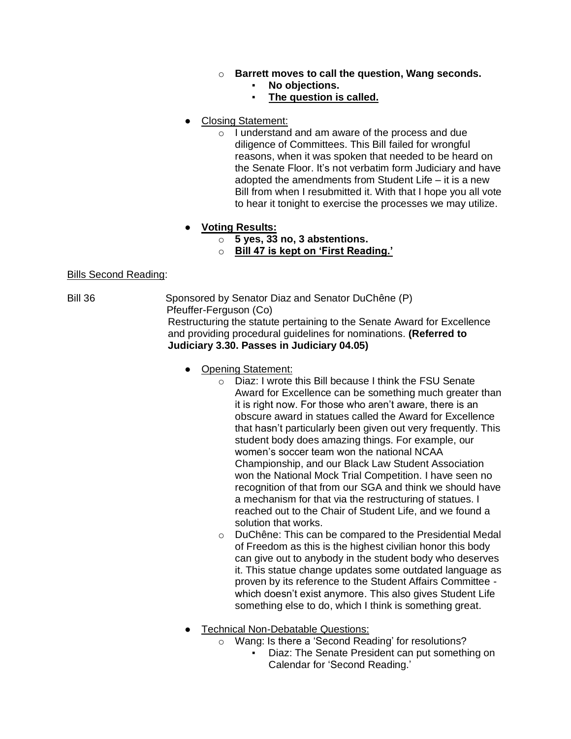- **Barrett moves to call the question, Wang seconds.**
  - **No objections.**
  - **<u>The question is called.</u>**

- <u>Closing Statement:</u>
  - I understand and am aware of the process and due diligence of Committees. This Bill failed for wrongful reasons, when it was spoken that needed to be heard on the Senate Floor. It's not verbatim form Judiciary and have adopted the amendments from Student Life – it is a new Bill from when I resubmitted it. With that I hope you all vote to hear it tonight to exercise the processes we may utilize.

- **<u>Voting Results:</u>**
  - **5 yes, 33 no, 3 abstentions.**
  - **<u>Bill 47 is kept on 'First Reading.'</u>**

<u>Bills Second Reading</u>:

Bill 36 Sponsored by Senator Diaz and Senator DuChêne (P)
Pfeuffer-Ferguson (Co)
Restructuring the statute pertaining to the Senate Award for Excellence and providing procedural guidelines for nominations. **(Referred to Judiciary 3.30. Passes in Judiciary 04.05)**

- <u>Opening Statement:</u>
  - Diaz: I wrote this Bill because I think the FSU Senate Award for Excellence can be something much greater than it is right now. For those who aren't aware, there is an obscure award in statues called the Award for Excellence that hasn't particularly been given out very frequently. This student body does amazing things. For example, our women's soccer team won the national NCAA Championship, and our Black Law Student Association won the National Mock Trial Competition. I have seen no recognition of that from our SGA and think we should have a mechanism for that via the restructuring of statues. I reached out to the Chair of Student Life, and we found a solution that works.
  - DuChêne: This can be compared to the Presidential Medal of Freedom as this is the highest civilian honor this body can give out to anybody in the student body who deserves it. This statue change updates some outdated language as proven by its reference to the Student Affairs Committee - which doesn't exist anymore. This also gives Student Life something else to do, which I think is something great.

- <u>Technical Non-Debatable Questions:</u>
  - Wang: Is there a 'Second Reading' for resolutions?
    - Diaz: The Senate President can put something on Calendar for 'Second Reading.'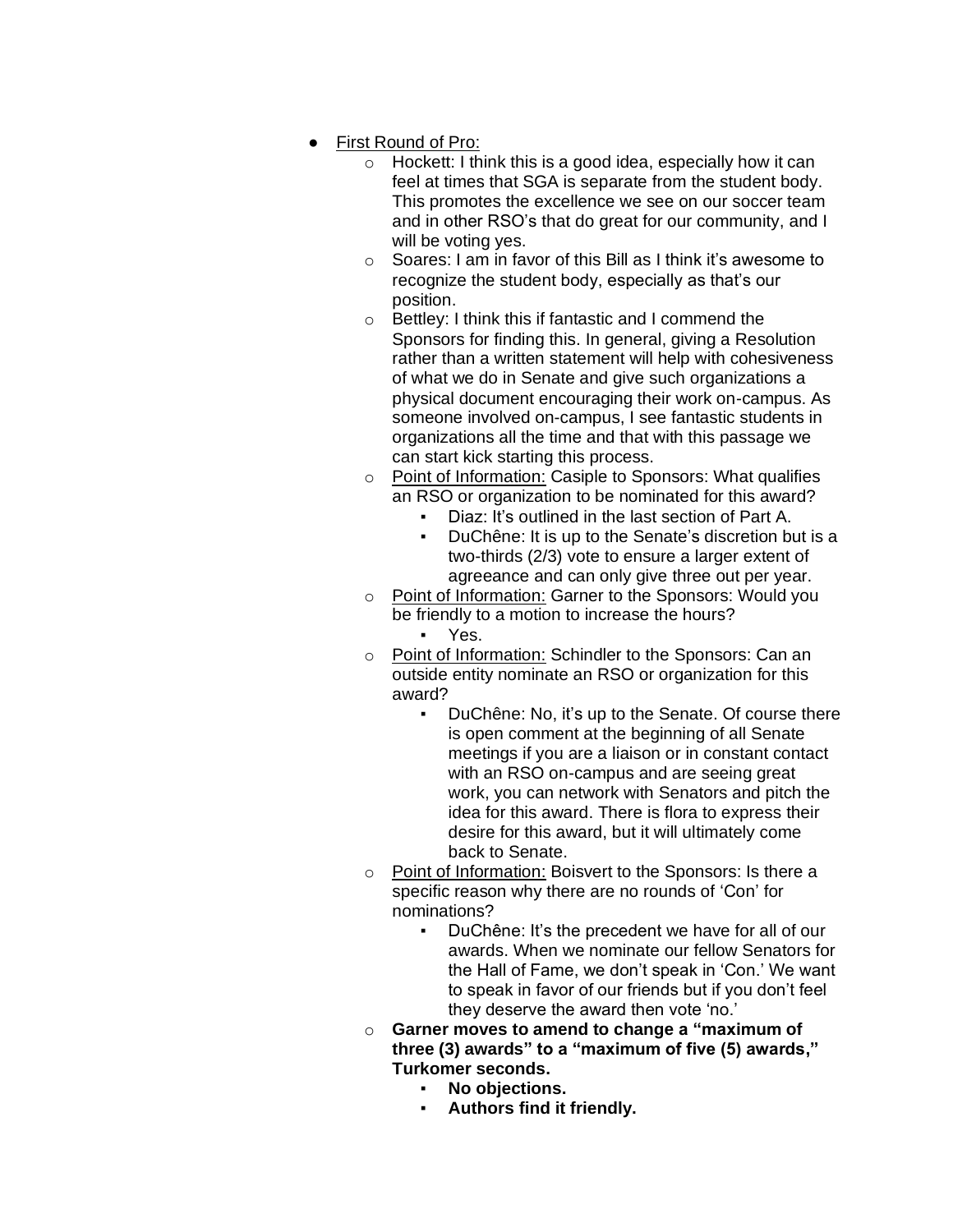- First Round of Pro:
  - Hockett: I think this is a good idea, especially how it can feel at times that SGA is separate from the student body. This promotes the excellence we see on our soccer team and in other RSO's that do great for our community, and I will be voting yes.
  - Soares: I am in favor of this Bill as I think it's awesome to recognize the student body, especially as that's our position.
  - Bettley: I think this if fantastic and I commend the Sponsors for finding this. In general, giving a Resolution rather than a written statement will help with cohesiveness of what we do in Senate and give such organizations a physical document encouraging their work on-campus. As someone involved on-campus, I see fantastic students in organizations all the time and that with this passage we can start kick starting this process.
  - Point of Information: Casiple to Sponsors: What qualifies an RSO or organization to be nominated for this award?
    - Diaz: It's outlined in the last section of Part A.
    - DuChêne: It is up to the Senate's discretion but is a two-thirds (2/3) vote to ensure a larger extent of agreeance and can only give three out per year.
  - Point of Information: Garner to the Sponsors: Would you be friendly to a motion to increase the hours?
    - Yes.
  - Point of Information: Schindler to the Sponsors: Can an outside entity nominate an RSO or organization for this award?
    - DuChêne: No, it's up to the Senate. Of course there is open comment at the beginning of all Senate meetings if you are a liaison or in constant contact with an RSO on-campus and are seeing great work, you can network with Senators and pitch the idea for this award. There is flora to express their desire for this award, but it will ultimately come back to Senate.
  - Point of Information: Boisvert to the Sponsors: Is there a specific reason why there are no rounds of 'Con' for nominations?
    - DuChêne: It's the precedent we have for all of our awards. When we nominate our fellow Senators for the Hall of Fame, we don't speak in 'Con.' We want to speak in favor of our friends but if you don't feel they deserve the award then vote 'no.'
  - **Garner moves to amend to change a "maximum of three (3) awards" to a "maximum of five (5) awards," Turkomer seconds.**
    - **No objections.**
    - **Authors find it friendly.**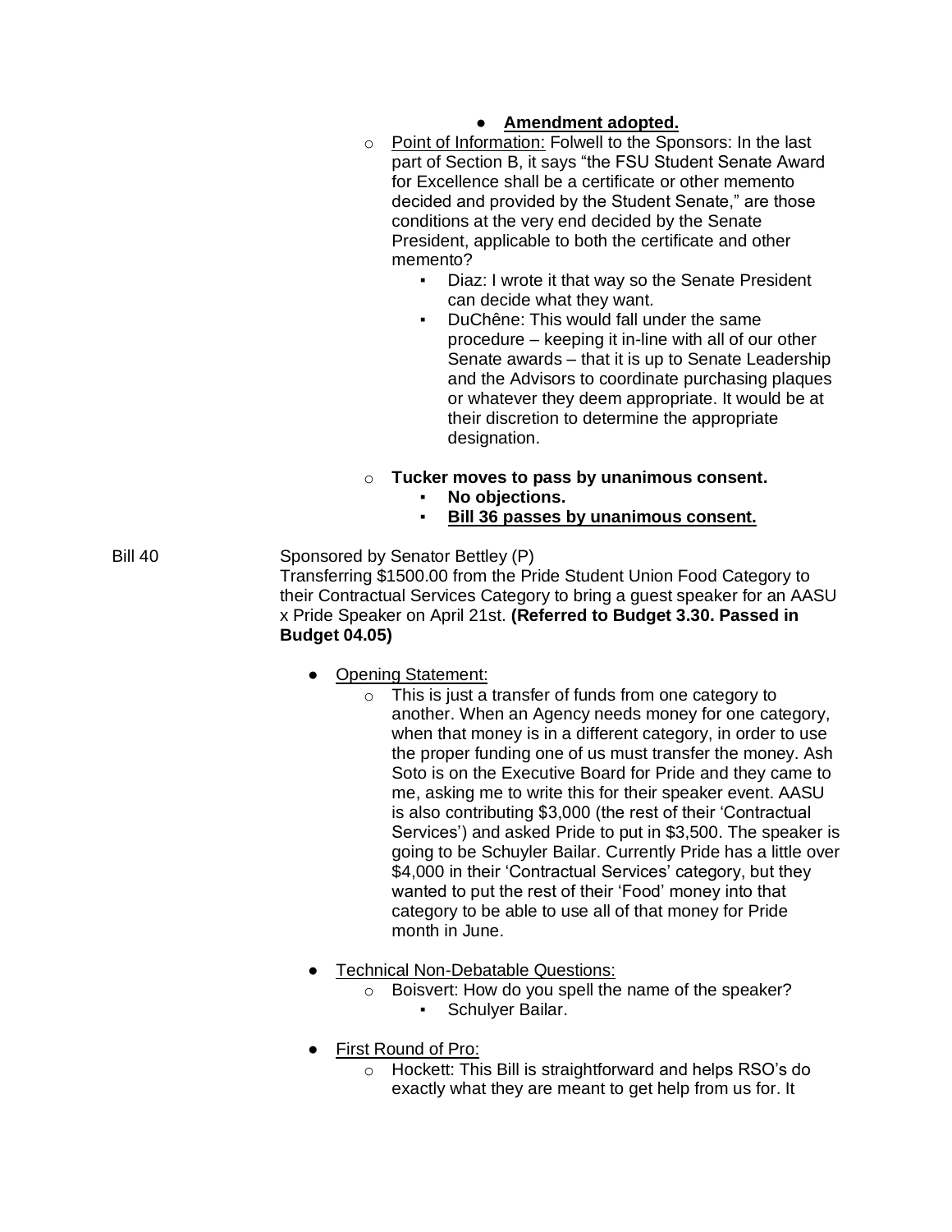- **Amendment adopted.**

- Point of Information: Folwell to the Sponsors: In the last part of Section B, it says "the FSU Student Senate Award for Excellence shall be a certificate or other memento decided and provided by the Student Senate," are those conditions at the very end decided by the Senate President, applicable to both the certificate and other memento?
  - Diaz: I wrote it that way so the Senate President can decide what they want.
  - DuChêne: This would fall under the same procedure – keeping it in-line with all of our other Senate awards – that it is up to Senate Leadership and the Advisors to coordinate purchasing plaques or whatever they deem appropriate. It would be at their discretion to determine the appropriate designation.

- **Tucker moves to pass by unanimous consent.**
  - **No objections.**
  - **Bill 36 passes by unanimous consent.**

Bill 40 — Sponsored by Senator Bettley (P)
Transferring $1500.00 from the Pride Student Union Food Category to their Contractual Services Category to bring a guest speaker for an AASU x Pride Speaker on April 21st. **(Referred to Budget 3.30. Passed in Budget 04.05)**

- Opening Statement:
  - This is just a transfer of funds from one category to another. When an Agency needs money for one category, when that money is in a different category, in order to use the proper funding one of us must transfer the money. Ash Soto is on the Executive Board for Pride and they came to me, asking me to write this for their speaker event. AASU is also contributing $3,000 (the rest of their 'Contractual Services') and asked Pride to put in $3,500. The speaker is going to be Schuyler Bailar. Currently Pride has a little over $4,000 in their 'Contractual Services' category, but they wanted to put the rest of their 'Food' money into that category to be able to use all of that money for Pride month in June.

- Technical Non-Debatable Questions:
  - Boisvert: How do you spell the name of the speaker?
    - Schulyer Bailar.

- First Round of Pro:
  - Hockett: This Bill is straightforward and helps RSO's do exactly what they are meant to get help from us for. It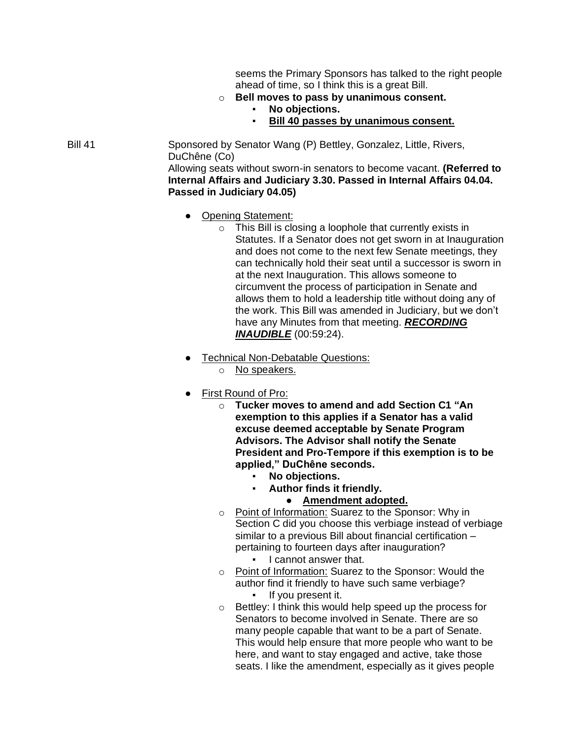seems the Primary Sponsors has talked to the right people ahead of time, so I think this is a great Bill.

- **Bell moves to pass by unanimous consent.**
  - **No objections.**
  - **Bill 40 passes by unanimous consent.**

Bill 41 — Sponsored by Senator Wang (P) Bettley, Gonzalez, Little, Rivers, DuChêne (Co)

Allowing seats without sworn-in senators to become vacant. **(Referred to Internal Affairs and Judiciary 3.30. Passed in Internal Affairs 04.04. Passed in Judiciary 04.05)**

- Opening Statement:
  - This Bill is closing a loophole that currently exists in Statutes. If a Senator does not get sworn in at Inauguration and does not come to the next few Senate meetings, they can technically hold their seat until a successor is sworn in at the next Inauguration. This allows someone to circumvent the process of participation in Senate and allows them to hold a leadership title without doing any of the work. This Bill was amended in Judiciary, but we don't have any Minutes from that meeting. ***RECORDING INAUDIBLE*** (00:59:24).
- Technical Non-Debatable Questions:
  - No speakers.
- First Round of Pro:
  - **Tucker moves to amend and add Section C1 "An exemption to this applies if a Senator has a valid excuse deemed acceptable by Senate Program Advisors. The Advisor shall notify the Senate President and Pro-Tempore if this exemption is to be applied," DuChêne seconds.**
    - **No objections.**
    - **Author finds it friendly.**
      - **Amendment adopted.**
  - Point of Information: Suarez to the Sponsor: Why in Section C did you choose this verbiage instead of verbiage similar to a previous Bill about financial certification – pertaining to fourteen days after inauguration?
    - I cannot answer that.
  - Point of Information: Suarez to the Sponsor: Would the author find it friendly to have such same verbiage?
    - If you present it.
  - Bettley: I think this would help speed up the process for Senators to become involved in Senate. There are so many people capable that want to be a part of Senate. This would help ensure that more people who want to be here, and want to stay engaged and active, take those seats. I like the amendment, especially as it gives people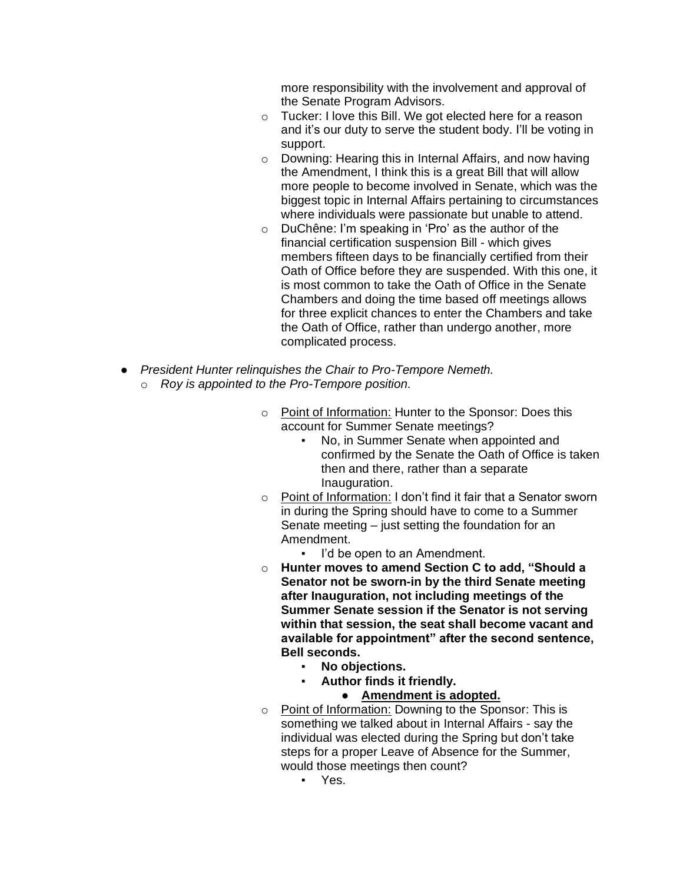more responsibility with the involvement and approval of the Senate Program Advisors.

- Tucker: I love this Bill. We got elected here for a reason and it's our duty to serve the student body. I'll be voting in support.
- Downing: Hearing this in Internal Affairs, and now having the Amendment, I think this is a great Bill that will allow more people to become involved in Senate, which was the biggest topic in Internal Affairs pertaining to circumstances where individuals were passionate but unable to attend.
- DuChêne: I'm speaking in 'Pro' as the author of the financial certification suspension Bill - which gives members fifteen days to be financially certified from their Oath of Office before they are suspended. With this one, it is most common to take the Oath of Office in the Senate Chambers and doing the time based off meetings allows for three explicit chances to enter the Chambers and take the Oath of Office, rather than undergo another, more complicated process.

- *President Hunter relinquishes the Chair to Pro-Tempore Nemeth.*
  - *Roy is appointed to the Pro-Tempore position.*

- Point of Information: Hunter to the Sponsor: Does this account for Summer Senate meetings?
  - No, in Summer Senate when appointed and confirmed by the Senate the Oath of Office is taken then and there, rather than a separate Inauguration.
- Point of Information: I don't find it fair that a Senator sworn in during the Spring should have to come to a Summer Senate meeting – just setting the foundation for an Amendment.
  - I'd be open to an Amendment.
- **Hunter moves to amend Section C to add, "Should a Senator not be sworn-in by the third Senate meeting after Inauguration, not including meetings of the Summer Senate session if the Senator is not serving within that session, the seat shall become vacant and available for appointment" after the second sentence, Bell seconds.**
  - **No objections.**
  - **Author finds it friendly.**
    - **Amendment is adopted.**
- Point of Information: Downing to the Sponsor: This is something we talked about in Internal Affairs - say the individual was elected during the Spring but don't take steps for a proper Leave of Absence for the Summer, would those meetings then count?
  - Yes.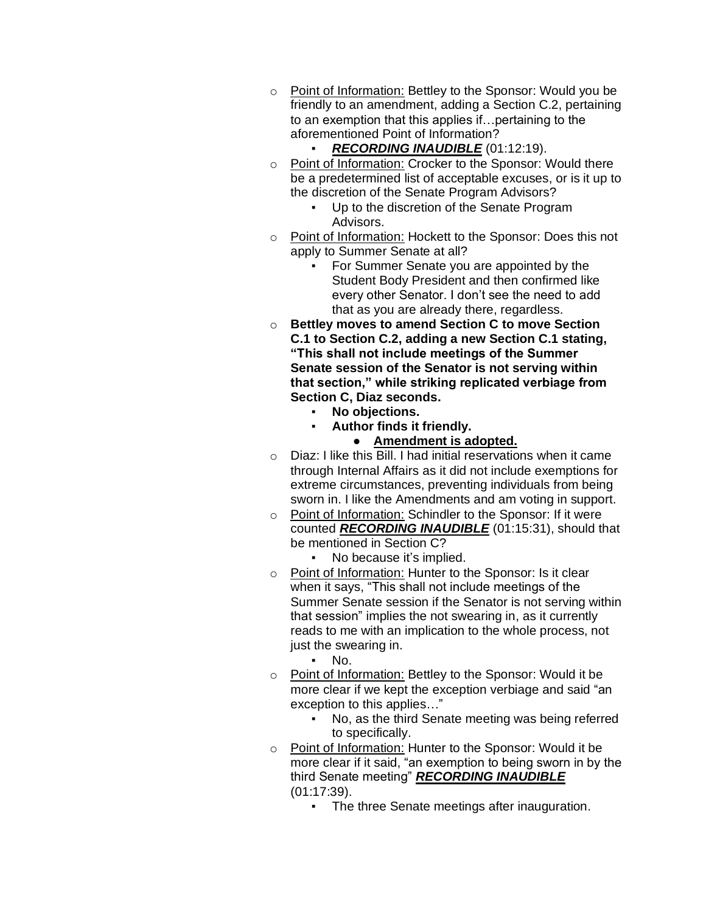- Point of Information: Bettley to the Sponsor: Would you be friendly to an amendment, adding a Section C.2, pertaining to an exemption that this applies if…pertaining to the aforementioned Point of Information?
    - ***RECORDING INAUDIBLE*** (01:12:19).
- Point of Information: Crocker to the Sponsor: Would there be a predetermined list of acceptable excuses, or is it up to the discretion of the Senate Program Advisors?
    - Up to the discretion of the Senate Program Advisors.
- Point of Information: Hockett to the Sponsor: Does this not apply to Summer Senate at all?
    - For Summer Senate you are appointed by the Student Body President and then confirmed like every other Senator. I don't see the need to add that as you are already there, regardless.
- **Bettley moves to amend Section C to move Section C.1 to Section C.2, adding a new Section C.1 stating, "This shall not include meetings of the Summer Senate session of the Senator is not serving within that section," while striking replicated verbiage from Section C, Diaz seconds.**
    - **No objections.**
    - **Author finds it friendly.**
        - **Amendment is adopted.**
- Diaz: I like this Bill. I had initial reservations when it came through Internal Affairs as it did not include exemptions for extreme circumstances, preventing individuals from being sworn in. I like the Amendments and am voting in support.
- Point of Information: Schindler to the Sponsor: If it were counted ***RECORDING INAUDIBLE*** (01:15:31), should that be mentioned in Section C?
    - No because it's implied.
- Point of Information: Hunter to the Sponsor: Is it clear when it says, "This shall not include meetings of the Summer Senate session if the Senator is not serving within that session" implies the not swearing in, as it currently reads to me with an implication to the whole process, not just the swearing in.
    - No.
- Point of Information: Bettley to the Sponsor: Would it be more clear if we kept the exception verbiage and said "an exception to this applies…"
    - No, as the third Senate meeting was being referred to specifically.
- Point of Information: Hunter to the Sponsor: Would it be more clear if it said, "an exemption to being sworn in by the third Senate meeting" ***RECORDING INAUDIBLE*** (01:17:39).
    - The three Senate meetings after inauguration.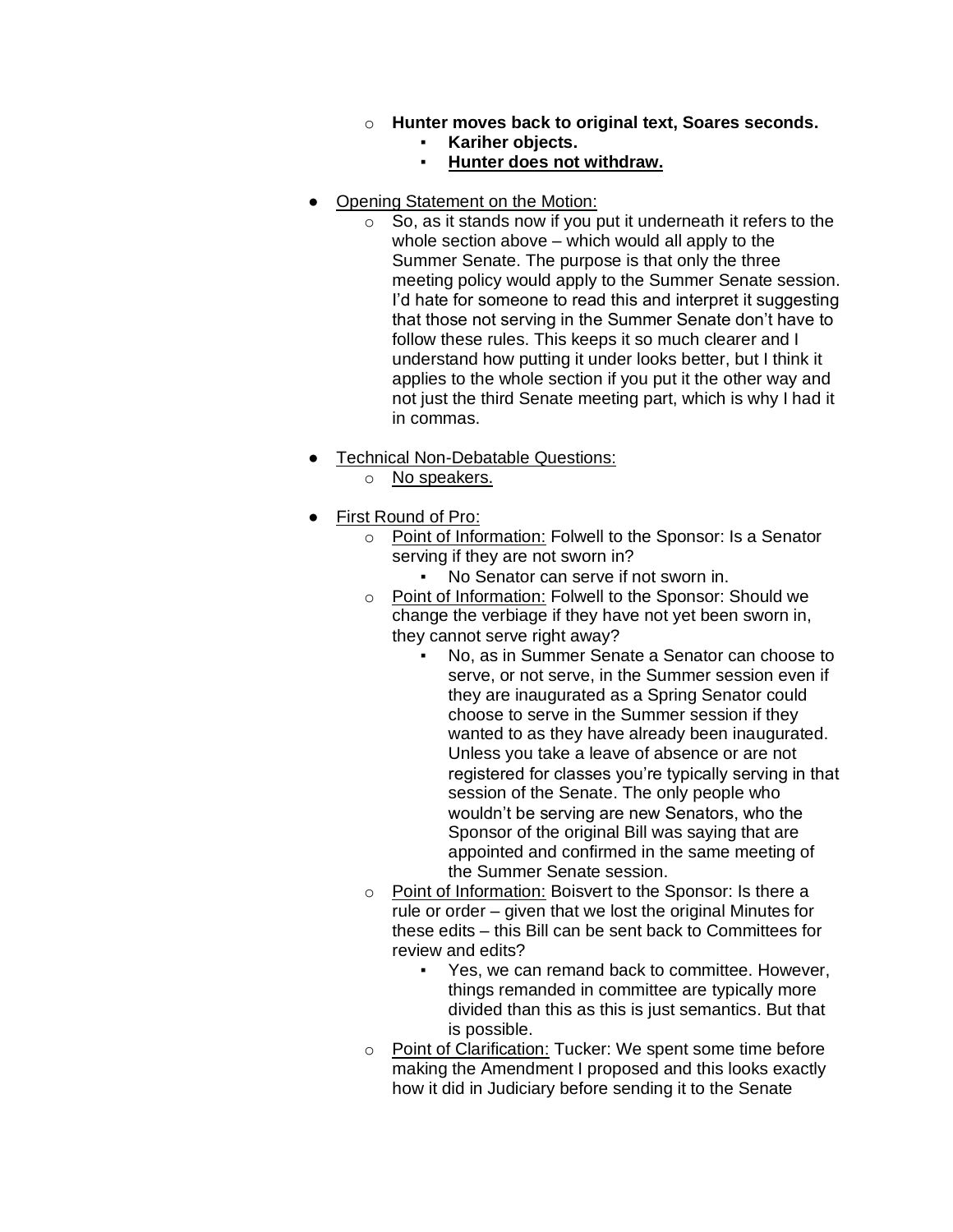- **Hunter moves back to original text, Soares seconds.**
  - **Kariher objects.**
  - <u>**Hunter does not withdraw.**</u>

- <u>Opening Statement on the Motion:</u>
  - So, as it stands now if you put it underneath it refers to the whole section above – which would all apply to the Summer Senate. The purpose is that only the three meeting policy would apply to the Summer Senate session. I'd hate for someone to read this and interpret it suggesting that those not serving in the Summer Senate don't have to follow these rules. This keeps it so much clearer and I understand how putting it under looks better, but I think it applies to the whole section if you put it the other way and not just the third Senate meeting part, which is why I had it in commas.

- <u>Technical Non-Debatable Questions:</u>
  - <u>No speakers.</u>

- <u>First Round of Pro:</u>
  - <u>Point of Information:</u> Folwell to the Sponsor: Is a Senator serving if they are not sworn in?
    - No Senator can serve if not sworn in.
  - <u>Point of Information:</u> Folwell to the Sponsor: Should we change the verbiage if they have not yet been sworn in, they cannot serve right away?
    - No, as in Summer Senate a Senator can choose to serve, or not serve, in the Summer session even if they are inaugurated as a Spring Senator could choose to serve in the Summer session if they wanted to as they have already been inaugurated. Unless you take a leave of absence or are not registered for classes you're typically serving in that session of the Senate. The only people who wouldn't be serving are new Senators, who the Sponsor of the original Bill was saying that are appointed and confirmed in the same meeting of the Summer Senate session.
  - <u>Point of Information:</u> Boisvert to the Sponsor: Is there a rule or order – given that we lost the original Minutes for these edits – this Bill can be sent back to Committees for review and edits?
    - Yes, we can remand back to committee. However, things remanded in committee are typically more divided than this as this is just semantics. But that is possible.
  - <u>Point of Clarification:</u> Tucker: We spent some time before making the Amendment I proposed and this looks exactly how it did in Judiciary before sending it to the Senate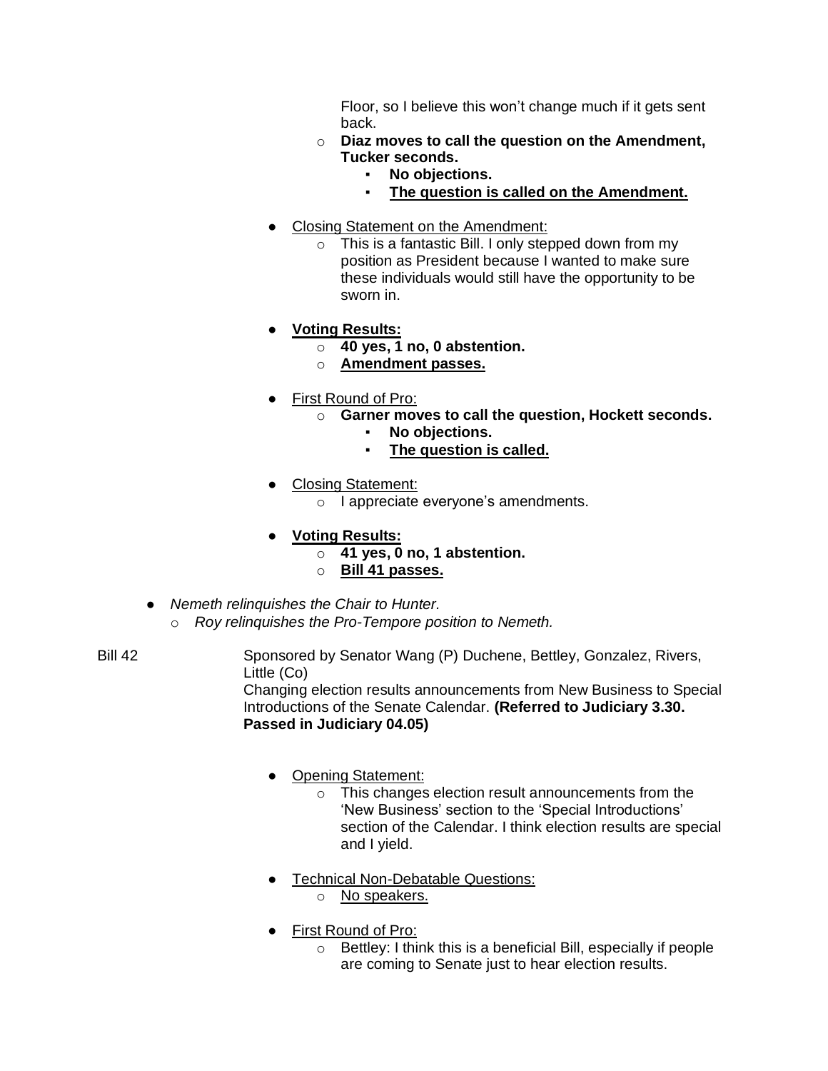Floor, so I believe this won't change much if it gets sent back.

- **Diaz moves to call the question on the Amendment, Tucker seconds.**
  - **No objections.**
  - <u>**The question is called on the Amendment.**</u>

- <u>Closing Statement on the Amendment:</u>
  - This is a fantastic Bill. I only stepped down from my position as President because I wanted to make sure these individuals would still have the opportunity to be sworn in.

- <u>**Voting Results:**</u>
  - **40 yes, 1 no, 0 abstention.**
  - <u>**Amendment passes.**</u>

- <u>First Round of Pro:</u>
  - **Garner moves to call the question, Hockett seconds.**
    - **No objections.**
    - <u>**The question is called.**</u>

- <u>Closing Statement:</u>
  - I appreciate everyone's amendments.

- <u>**Voting Results:**</u>
  - **41 yes, 0 no, 1 abstention.**
  - <u>**Bill 41 passes.**</u>

- *Nemeth relinquishes the Chair to Hunter.*
  - *Roy relinquishes the Pro-Tempore position to Nemeth.*

Bill 42 — Sponsored by Senator Wang (P) Duchene, Bettley, Gonzalez, Rivers, Little (Co)
Changing election results announcements from New Business to Special Introductions of the Senate Calendar. **(Referred to Judiciary 3.30. Passed in Judiciary 04.05)**

- <u>Opening Statement:</u>
  - This changes election result announcements from the 'New Business' section to the 'Special Introductions' section of the Calendar. I think election results are special and I yield.

- <u>Technical Non-Debatable Questions:</u>
  - <u>No speakers.</u>

- <u>First Round of Pro:</u>
  - Bettley: I think this is a beneficial Bill, especially if people are coming to Senate just to hear election results.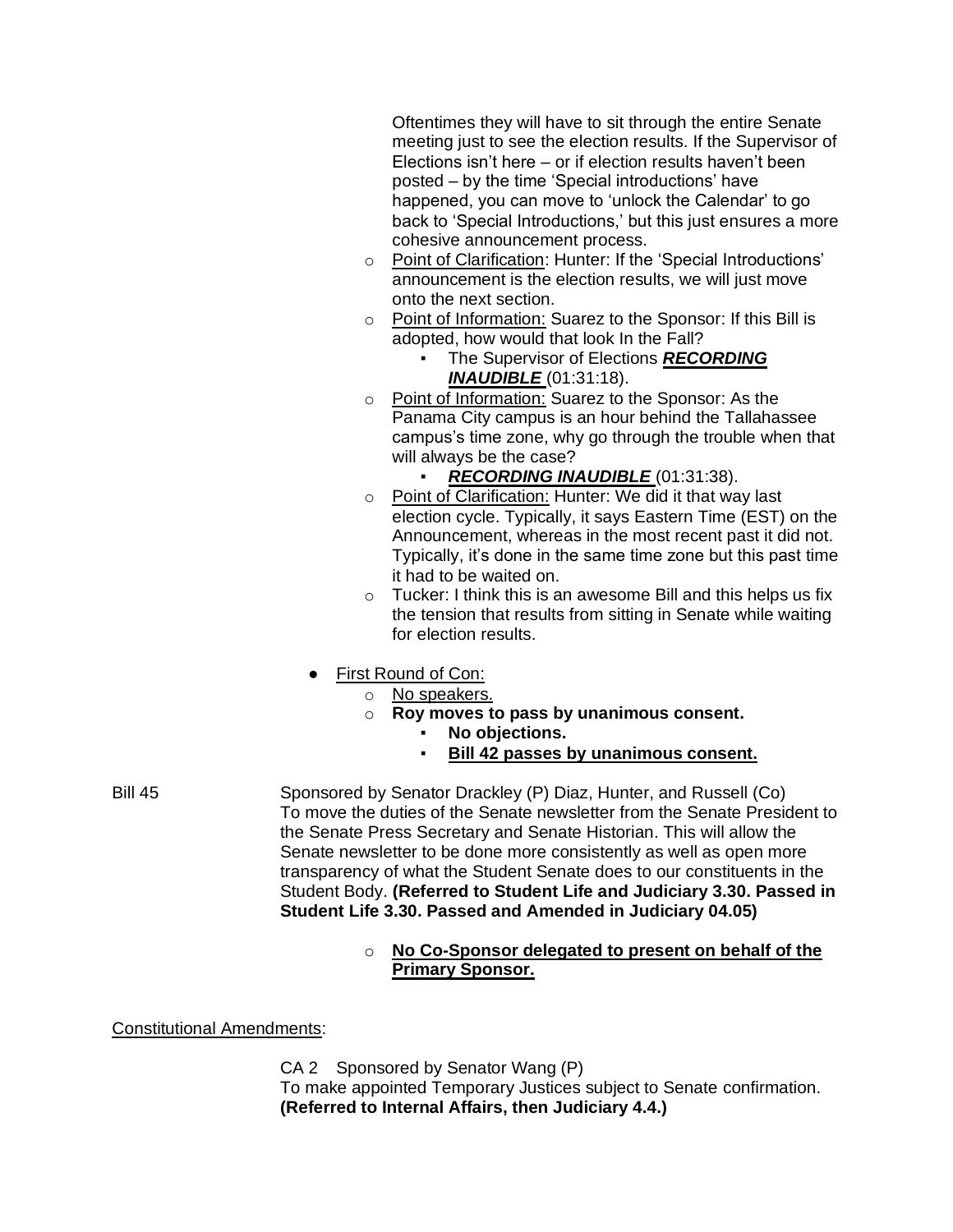Oftentimes they will have to sit through the entire Senate meeting just to see the election results. If the Supervisor of Elections isn't here – or if election results haven't been posted – by the time 'Special introductions' have happened, you can move to 'unlock the Calendar' to go back to 'Special Introductions,' but this just ensures a more cohesive announcement process.

- Point of Clarification: Hunter: If the 'Special Introductions' announcement is the election results, we will just move onto the next section.
- Point of Information: Suarez to the Sponsor: If this Bill is adopted, how would that look In the Fall?
  - The Supervisor of Elections ***RECORDING INAUDIBLE*** (01:31:18).
- Point of Information: Suarez to the Sponsor: As the Panama City campus is an hour behind the Tallahassee campus's time zone, why go through the trouble when that will always be the case?
  - ***RECORDING INAUDIBLE*** (01:31:38).
- Point of Clarification: Hunter: We did it that way last election cycle. Typically, it says Eastern Time (EST) on the Announcement, whereas in the most recent past it did not. Typically, it's done in the same time zone but this past time it had to be waited on.
- Tucker: I think this is an awesome Bill and this helps us fix the tension that results from sitting in Senate while waiting for election results.

- First Round of Con:
  - No speakers.
  - **Roy moves to pass by unanimous consent.**
    - **No objections.**
    - **Bill 42 passes by unanimous consent.**

Bill 45 Sponsored by Senator Drackley (P) Diaz, Hunter, and Russell (Co) To move the duties of the Senate newsletter from the Senate President to the Senate Press Secretary and Senate Historian. This will allow the Senate newsletter to be done more consistently as well as open more transparency of what the Student Senate does to our constituents in the Student Body. **(Referred to Student Life and Judiciary 3.30. Passed in Student Life 3.30. Passed and Amended in Judiciary 04.05)**

- **No Co-Sponsor delegated to present on behalf of the Primary Sponsor.**

Constitutional Amendments:

CA 2 Sponsored by Senator Wang (P)
To make appointed Temporary Justices subject to Senate confirmation. **(Referred to Internal Affairs, then Judiciary 4.4.)**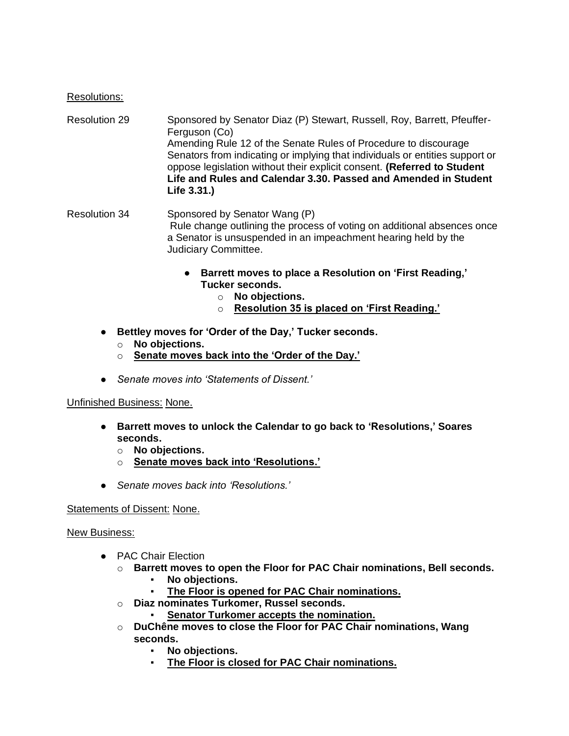Resolutions:

Resolution 29 — Sponsored by Senator Diaz (P) Stewart, Russell, Roy, Barrett, Pfeuffer-Ferguson (Co)
Amending Rule 12 of the Senate Rules of Procedure to discourage Senators from indicating or implying that individuals or entities support or oppose legislation without their explicit consent. **(Referred to Student Life and Rules and Calendar 3.30. Passed and Amended in Student Life 3.31.)**

Resolution 34 — Sponsored by Senator Wang (P)
Rule change outlining the process of voting on additional absences once a Senator is unsuspended in an impeachment hearing held by the Judiciary Committee.

- **Barrett moves to place a Resolution on 'First Reading,' Tucker seconds.**
  - **No objections.**
  - **<u>Resolution 35 is placed on 'First Reading.'</u>**

- **Bettley moves for 'Order of the Day,' Tucker seconds.**
  - **No objections.**
  - **<u>Senate moves back into the 'Order of the Day.'</u>**

- *Senate moves into 'Statements of Dissent.'*

Unfinished Business: None.

- **Barrett moves to unlock the Calendar to go back to 'Resolutions,' Soares seconds.**
  - **No objections.**
  - **<u>Senate moves back into 'Resolutions.'</u>**

- *Senate moves back into 'Resolutions.'*

Statements of Dissent: None.

New Business:

- PAC Chair Election
  - **Barrett moves to open the Floor for PAC Chair nominations, Bell seconds.**
    - **No objections.**
    - **<u>The Floor is opened for PAC Chair nominations.</u>**
  - **Diaz nominates Turkomer, Russel seconds.**
    - **<u>Senator Turkomer accepts the nomination.</u>**
  - **DuChêne moves to close the Floor for PAC Chair nominations, Wang seconds.**
    - **No objections.**
    - **<u>The Floor is closed for PAC Chair nominations.</u>**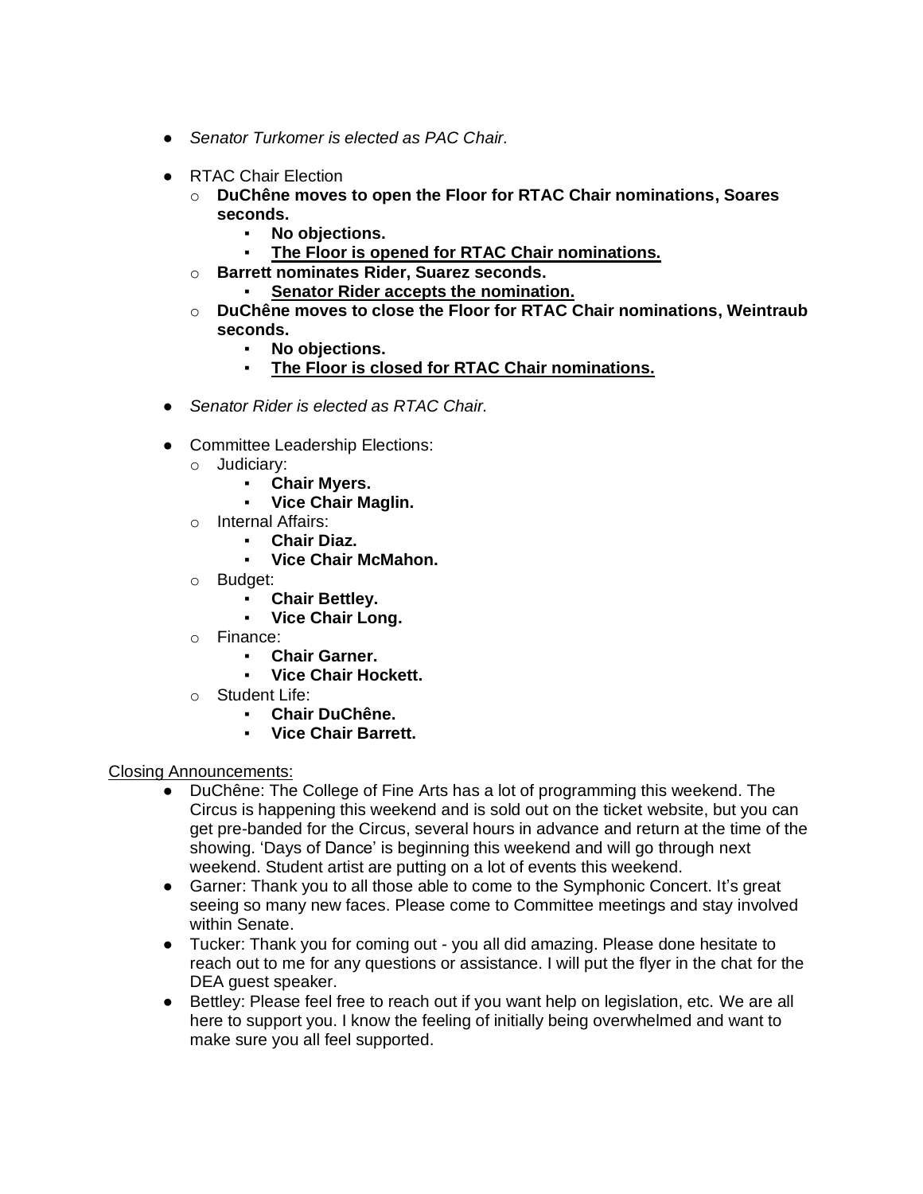- *Senator Turkomer is elected as PAC Chair.*

- RTAC Chair Election
  - **DuChêne moves to open the Floor for RTAC Chair nominations, Soares seconds.**
    - **No objections.**
    - **<u>The Floor is opened for RTAC Chair nominations.</u>**
  - **Barrett nominates Rider, Suarez seconds.**
    - **<u>Senator Rider accepts the nomination.</u>**
  - **DuChêne moves to close the Floor for RTAC Chair nominations, Weintraub seconds.**
    - **No objections.**
    - **<u>The Floor is closed for RTAC Chair nominations.</u>**

- *Senator Rider is elected as RTAC Chair.*

- Committee Leadership Elections:
  - Judiciary:
    - **Chair Myers.**
    - **Vice Chair Maglin.**
  - Internal Affairs:
    - **Chair Diaz.**
    - **Vice Chair McMahon.**
  - Budget:
    - **Chair Bettley.**
    - **Vice Chair Long.**
  - Finance:
    - **Chair Garner.**
    - **Vice Chair Hockett.**
  - Student Life:
    - **Chair DuChêne.**
    - **Vice Chair Barrett.**

<u>Closing Announcements:</u>

- DuChêne: The College of Fine Arts has a lot of programming this weekend. The Circus is happening this weekend and is sold out on the ticket website, but you can get pre-banded for the Circus, several hours in advance and return at the time of the showing. 'Days of Dance' is beginning this weekend and will go through next weekend. Student artist are putting on a lot of events this weekend.
- Garner: Thank you to all those able to come to the Symphonic Concert. It's great seeing so many new faces. Please come to Committee meetings and stay involved within Senate.
- Tucker: Thank you for coming out - you all did amazing. Please done hesitate to reach out to me for any questions or assistance. I will put the flyer in the chat for the DEA guest speaker.
- Bettley: Please feel free to reach out if you want help on legislation, etc. We are all here to support you. I know the feeling of initially being overwhelmed and want to make sure you all feel supported.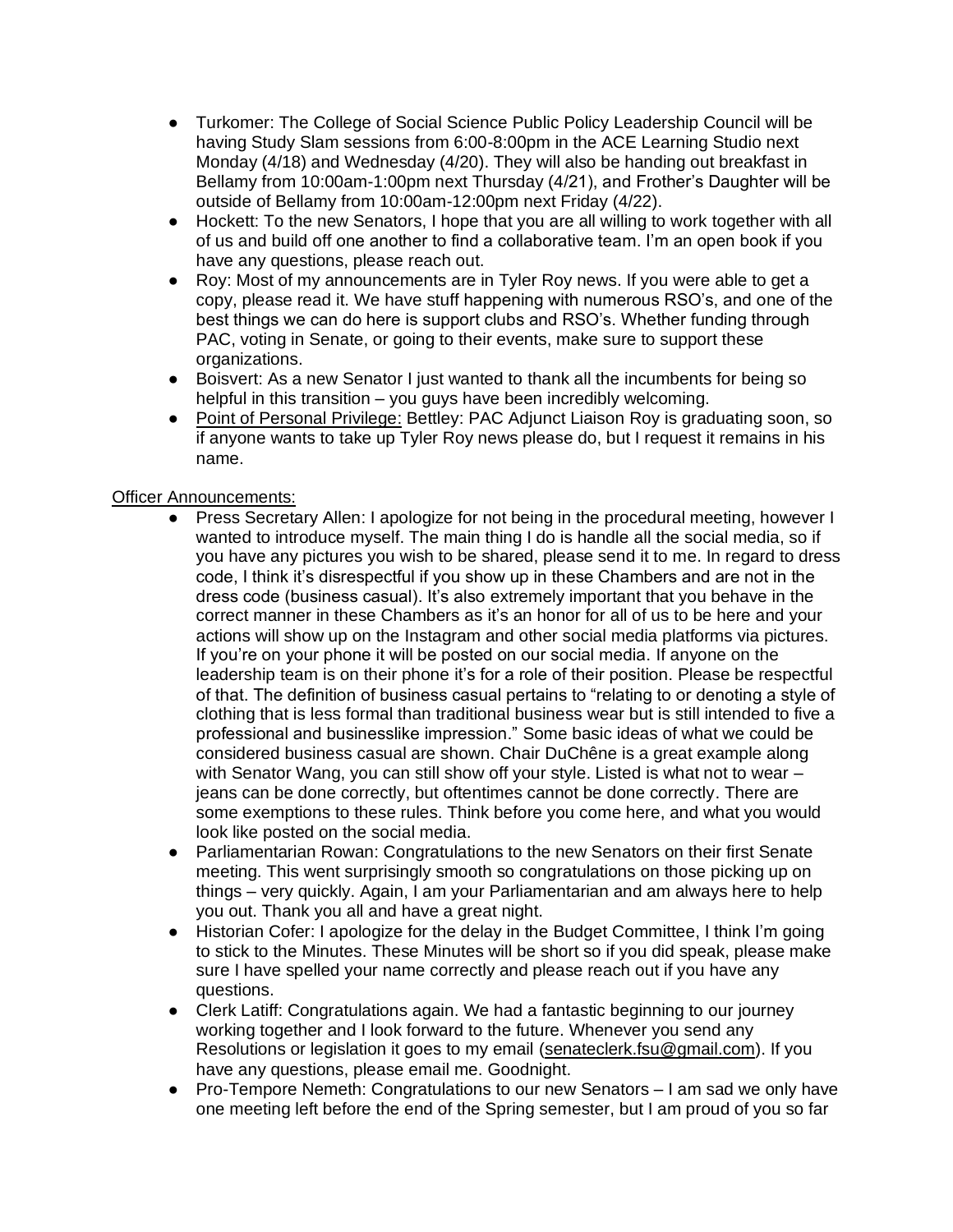- Turkomer: The College of Social Science Public Policy Leadership Council will be having Study Slam sessions from 6:00-8:00pm in the ACE Learning Studio next Monday (4/18) and Wednesday (4/20). They will also be handing out breakfast in Bellamy from 10:00am-1:00pm next Thursday (4/21), and Frother's Daughter will be outside of Bellamy from 10:00am-12:00pm next Friday (4/22).
- Hockett: To the new Senators, I hope that you are all willing to work together with all of us and build off one another to find a collaborative team. I'm an open book if you have any questions, please reach out.
- Roy: Most of my announcements are in Tyler Roy news. If you were able to get a copy, please read it. We have stuff happening with numerous RSO's, and one of the best things we can do here is support clubs and RSO's. Whether funding through PAC, voting in Senate, or going to their events, make sure to support these organizations.
- Boisvert: As a new Senator I just wanted to thank all the incumbents for being so helpful in this transition – you guys have been incredibly welcoming.
- Point of Personal Privilege: Bettley: PAC Adjunct Liaison Roy is graduating soon, so if anyone wants to take up Tyler Roy news please do, but I request it remains in his name.

Officer Announcements:

- Press Secretary Allen: I apologize for not being in the procedural meeting, however I wanted to introduce myself. The main thing I do is handle all the social media, so if you have any pictures you wish to be shared, please send it to me. In regard to dress code, I think it's disrespectful if you show up in these Chambers and are not in the dress code (business casual). It's also extremely important that you behave in the correct manner in these Chambers as it's an honor for all of us to be here and your actions will show up on the Instagram and other social media platforms via pictures. If you're on your phone it will be posted on our social media. If anyone on the leadership team is on their phone it's for a role of their position. Please be respectful of that. The definition of business casual pertains to "relating to or denoting a style of clothing that is less formal than traditional business wear but is still intended to five a professional and businesslike impression." Some basic ideas of what we could be considered business casual are shown. Chair DuChêne is a great example along with Senator Wang, you can still show off your style. Listed is what not to wear – jeans can be done correctly, but oftentimes cannot be done correctly. There are some exemptions to these rules. Think before you come here, and what you would look like posted on the social media.
- Parliamentarian Rowan: Congratulations to the new Senators on their first Senate meeting. This went surprisingly smooth so congratulations on those picking up on things – very quickly. Again, I am your Parliamentarian and am always here to help you out. Thank you all and have a great night.
- Historian Cofer: I apologize for the delay in the Budget Committee, I think I'm going to stick to the Minutes. These Minutes will be short so if you did speak, please make sure I have spelled your name correctly and please reach out if you have any questions.
- Clerk Latiff: Congratulations again. We had a fantastic beginning to our journey working together and I look forward to the future. Whenever you send any Resolutions or legislation it goes to my email (senateclerk.fsu@gmail.com). If you have any questions, please email me. Goodnight.
- Pro-Tempore Nemeth: Congratulations to our new Senators – I am sad we only have one meeting left before the end of the Spring semester, but I am proud of you so far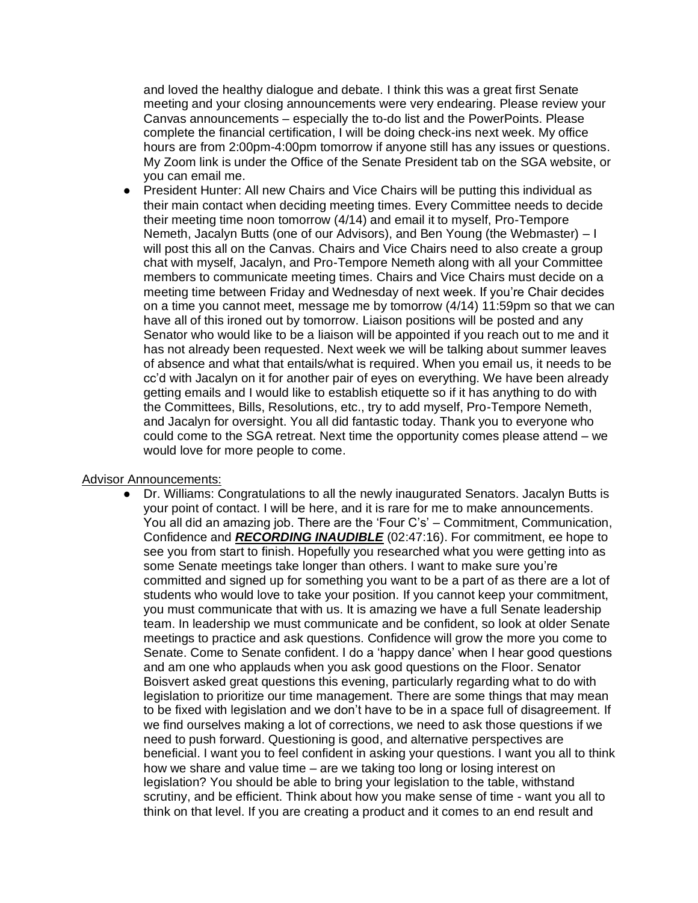and loved the healthy dialogue and debate. I think this was a great first Senate meeting and your closing announcements were very endearing. Please review your Canvas announcements – especially the to-do list and the PowerPoints. Please complete the financial certification, I will be doing check-ins next week. My office hours are from 2:00pm-4:00pm tomorrow if anyone still has any issues or questions. My Zoom link is under the Office of the Senate President tab on the SGA website, or you can email me.

- President Hunter: All new Chairs and Vice Chairs will be putting this individual as their main contact when deciding meeting times. Every Committee needs to decide their meeting time noon tomorrow (4/14) and email it to myself, Pro-Tempore Nemeth, Jacalyn Butts (one of our Advisors), and Ben Young (the Webmaster) – I will post this all on the Canvas. Chairs and Vice Chairs need to also create a group chat with myself, Jacalyn, and Pro-Tempore Nemeth along with all your Committee members to communicate meeting times. Chairs and Vice Chairs must decide on a meeting time between Friday and Wednesday of next week. If you're Chair decides on a time you cannot meet, message me by tomorrow (4/14) 11:59pm so that we can have all of this ironed out by tomorrow. Liaison positions will be posted and any Senator who would like to be a liaison will be appointed if you reach out to me and it has not already been requested. Next week we will be talking about summer leaves of absence and what that entails/what is required. When you email us, it needs to be cc'd with Jacalyn on it for another pair of eyes on everything. We have been already getting emails and I would like to establish etiquette so if it has anything to do with the Committees, Bills, Resolutions, etc., try to add myself, Pro-Tempore Nemeth, and Jacalyn for oversight. You all did fantastic today. Thank you to everyone who could come to the SGA retreat. Next time the opportunity comes please attend – we would love for more people to come.

<u>Advisor Announcements:</u>

- Dr. Williams: Congratulations to all the newly inaugurated Senators. Jacalyn Butts is your point of contact. I will be here, and it is rare for me to make announcements. You all did an amazing job. There are the 'Four C's' – Commitment, Communication, Confidence and <u>***RECORDING INAUDIBLE***</u> (02:47:16). For commitment, ee hope to see you from start to finish. Hopefully you researched what you were getting into as some Senate meetings take longer than others. I want to make sure you're committed and signed up for something you want to be a part of as there are a lot of students who would love to take your position. If you cannot keep your commitment, you must communicate that with us. It is amazing we have a full Senate leadership team. In leadership we must communicate and be confident, so look at older Senate meetings to practice and ask questions. Confidence will grow the more you come to Senate. Come to Senate confident. I do a 'happy dance' when I hear good questions and am one who applauds when you ask good questions on the Floor. Senator Boisvert asked great questions this evening, particularly regarding what to do with legislation to prioritize our time management. There are some things that may mean to be fixed with legislation and we don't have to be in a space full of disagreement. If we find ourselves making a lot of corrections, we need to ask those questions if we need to push forward. Questioning is good, and alternative perspectives are beneficial. I want you to feel confident in asking your questions. I want you all to think how we share and value time – are we taking too long or losing interest on legislation? You should be able to bring your legislation to the table, withstand scrutiny, and be efficient. Think about how you make sense of time - want you all to think on that level. If you are creating a product and it comes to an end result and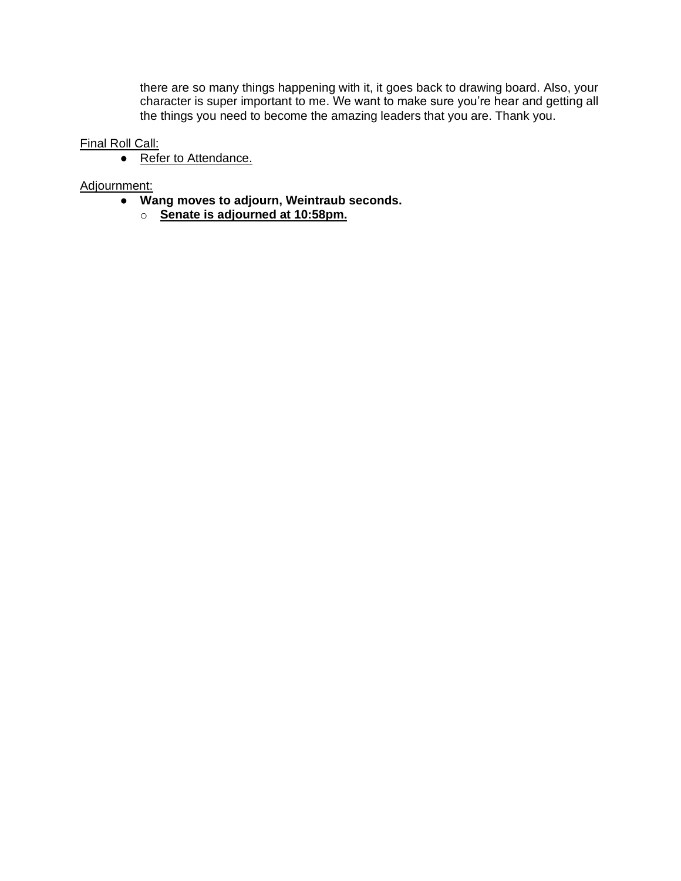there are so many things happening with it, it goes back to drawing board. Also, your character is super important to me. We want to make sure you're hear and getting all the things you need to become the amazing leaders that you are. Thank you.

<u>Final Roll Call:</u>

- <u>Refer to Attendance.</u>

<u>Adjournment:</u>

- **Wang moves to adjourn, Weintraub seconds.**
  - **<u>Senate is adjourned at 10:58pm.</u>**